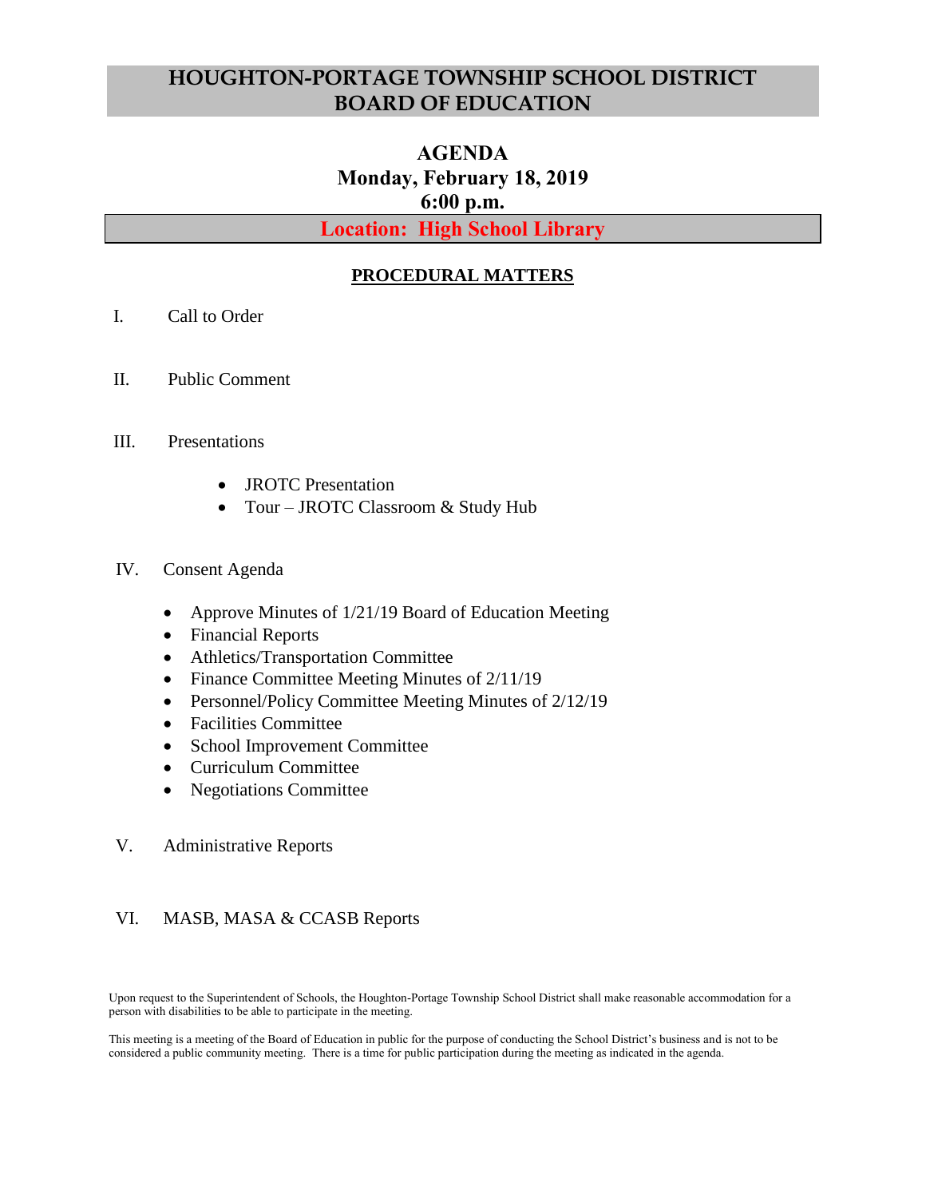# HOUGHTON-PORTAGE TOWNSHIP SCHOOL DISTRICT BOARD OF EDUCATION

## AGENDA
## Monday, February 18, 2019
## 6:00 p.m.

**Location: High School Library**

### PROCEDURAL MATTERS

I. Call to Order

II. Public Comment

III. Presentations

- JROTC Presentation
- Tour – JROTC Classroom & Study Hub

IV. Consent Agenda

- Approve Minutes of 1/21/19 Board of Education Meeting
- Financial Reports
- Athletics/Transportation Committee
- Finance Committee Meeting Minutes of 2/11/19
- Personnel/Policy Committee Meeting Minutes of 2/12/19
- Facilities Committee
- School Improvement Committee
- Curriculum Committee
- Negotiations Committee

V. Administrative Reports

VI. MASB, MASA & CCASB Reports

Upon request to the Superintendent of Schools, the Houghton-Portage Township School District shall make reasonable accommodation for a person with disabilities to be able to participate in the meeting.

This meeting is a meeting of the Board of Education in public for the purpose of conducting the School District's business and is not to be considered a public community meeting. There is a time for public participation during the meeting as indicated in the agenda.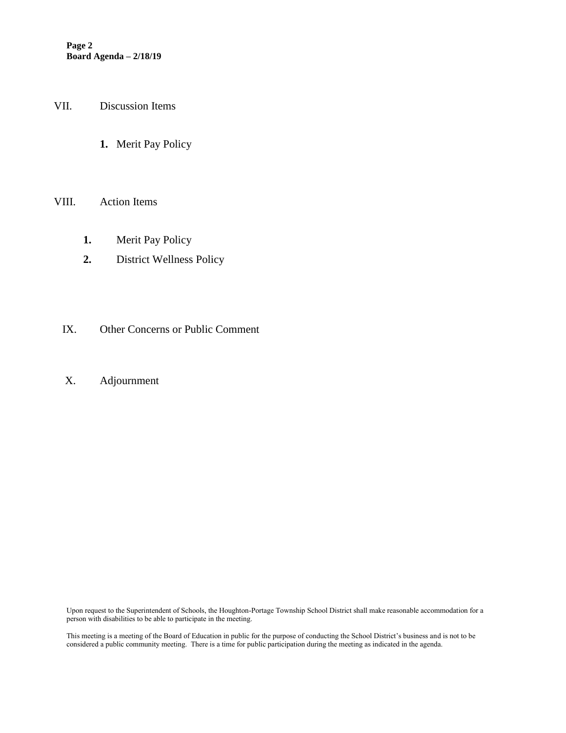VII. Discussion Items

1. Merit Pay Policy

VIII. Action Items

1. Merit Pay Policy
2. District Wellness Policy

IX. Other Concerns or Public Comment

X. Adjournment

Upon request to the Superintendent of Schools, the Houghton-Portage Township School District shall make reasonable accommodation for a person with disabilities to be able to participate in the meeting.

This meeting is a meeting of the Board of Education in public for the purpose of conducting the School District's business and is not to be considered a public community meeting. There is a time for public participation during the meeting as indicated in the agenda.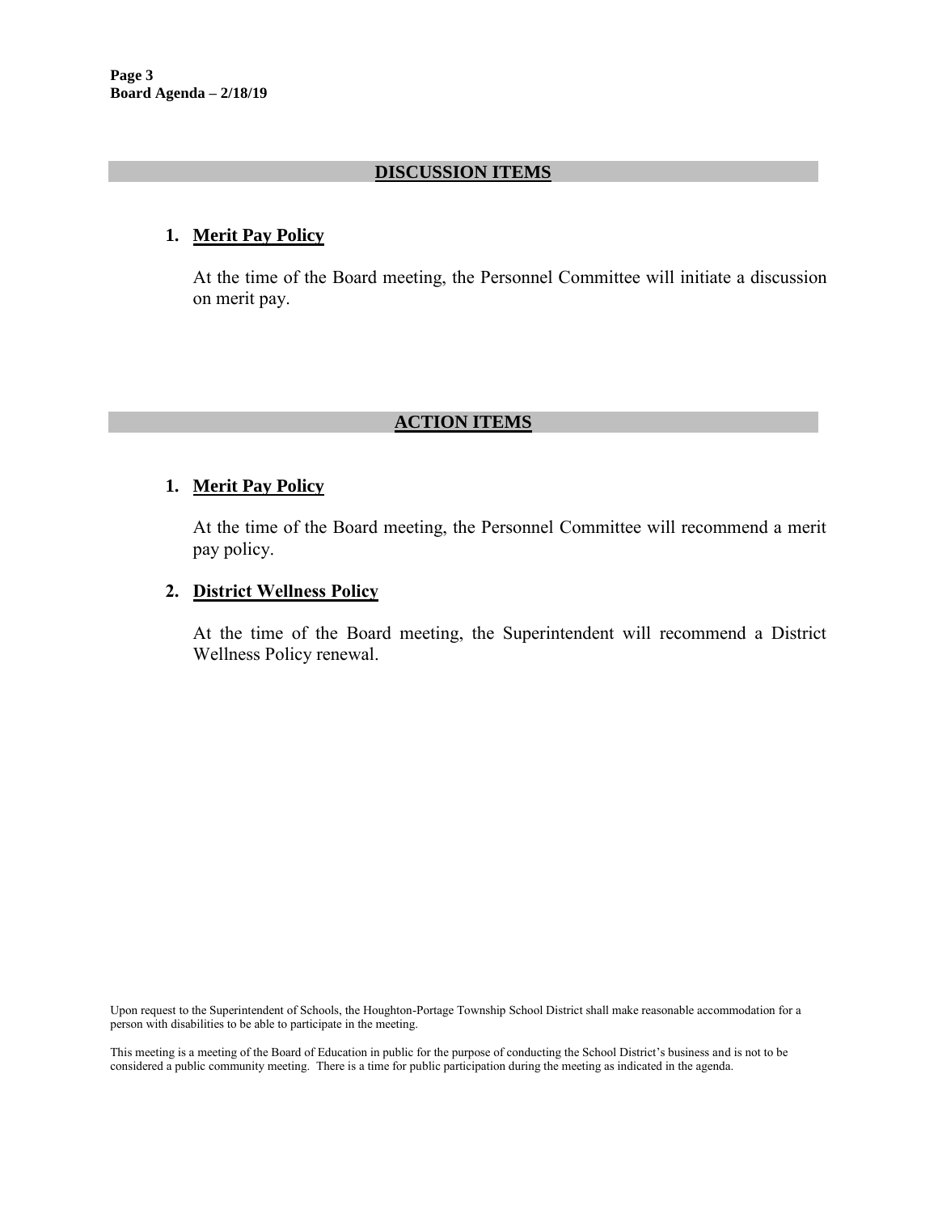## DISCUSSION ITEMS

1. **Merit Pay Policy**

   At the time of the Board meeting, the Personnel Committee will initiate a discussion on merit pay.

## ACTION ITEMS

1. **Merit Pay Policy**

   At the time of the Board meeting, the Personnel Committee will recommend a merit pay policy.

2. **District Wellness Policy**

   At the time of the Board meeting, the Superintendent will recommend a District Wellness Policy renewal.

Upon request to the Superintendent of Schools, the Houghton-Portage Township School District shall make reasonable accommodation for a person with disabilities to be able to participate in the meeting.

This meeting is a meeting of the Board of Education in public for the purpose of conducting the School District's business and is not to be considered a public community meeting. There is a time for public participation during the meeting as indicated in the agenda.